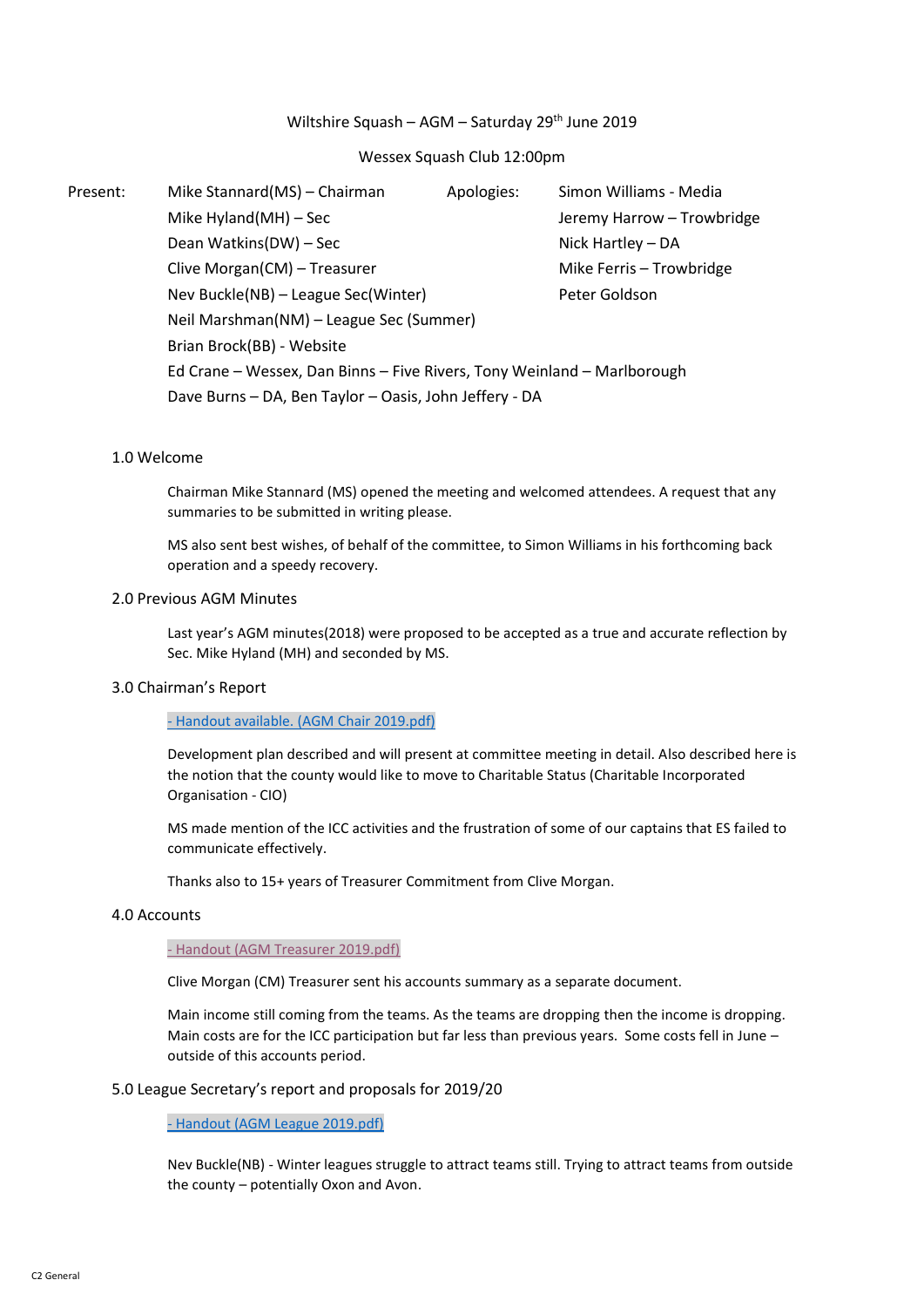# Wiltshire Squash – AGM – Saturday 29th June 2019

Wessex Squash Club 12:00pm

| Present: | | Apologies: | |
|---|---|---|---|
| | Mike Stannard(MS) – Chairman | | Simon Williams - Media |
| | Mike Hyland(MH) – Sec | | Jeremy Harrow – Trowbridge |
| | Dean Watkins(DW) – Sec | | Nick Hartley – DA |
| | Clive Morgan(CM) – Treasurer | | Mike Ferris – Trowbridge |
| | Nev Buckle(NB) – League Sec(Winter) | | Peter Goldson |
| | Neil Marshman(NM) – League Sec (Summer) | | |
| | Brian Brock(BB) - Website | | |
| | Ed Crane – Wessex, Dan Binns – Five Rivers, Tony Weinland – Marlborough | | |
| | Dave Burns – DA, Ben Taylor – Oasis, John Jeffery - DA | | |

## 1.0 Welcome

Chairman Mike Stannard (MS) opened the meeting and welcomed attendees. A request that any summaries to be submitted in writing please.

MS also sent best wishes, of behalf of the committee, to Simon Williams in his forthcoming back operation and a speedy recovery.

## 2.0 Previous AGM Minutes

Last year's AGM minutes(2018) were proposed to be accepted as a true and accurate reflection by Sec. Mike Hyland (MH) and seconded by MS.

## 3.0 Chairman's Report

- Handout available. (AGM Chair 2019.pdf)

Development plan described and will present at committee meeting in detail. Also described here is the notion that the county would like to move to Charitable Status (Charitable Incorporated Organisation - CIO)

MS made mention of the ICC activities and the frustration of some of our captains that ES failed to communicate effectively.

Thanks also to 15+ years of Treasurer Commitment from Clive Morgan.

## 4.0 Accounts

- Handout (AGM Treasurer 2019.pdf)

Clive Morgan (CM) Treasurer sent his accounts summary as a separate document.

Main income still coming from the teams. As the teams are dropping then the income is dropping. Main costs are for the ICC participation but far less than previous years. Some costs fell in June – outside of this accounts period.

## 5.0 League Secretary's report and proposals for 2019/20

- Handout (AGM League 2019.pdf)

Nev Buckle(NB) - Winter leagues struggle to attract teams still. Trying to attract teams from outside the county – potentially Oxon and Avon.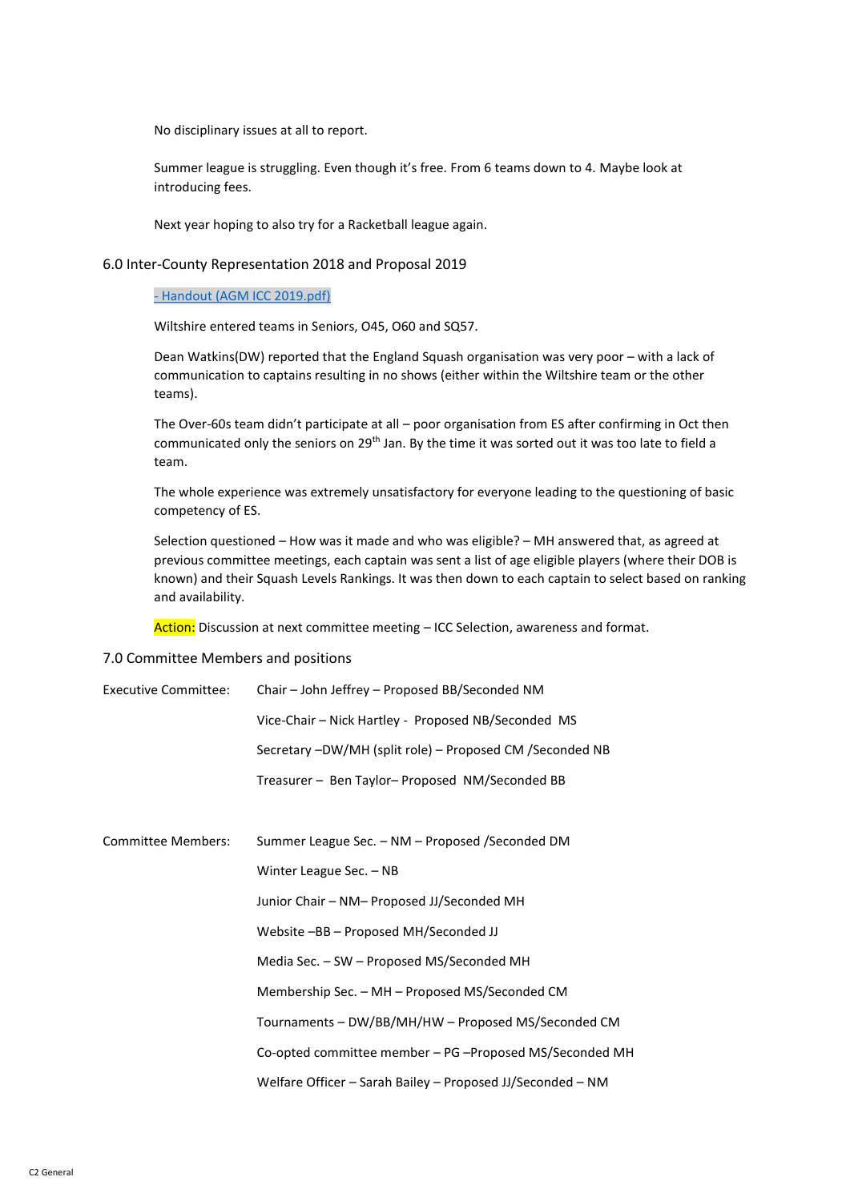No disciplinary issues at all to report.

Summer league is struggling. Even though it's free. From 6 teams down to 4. Maybe look at introducing fees.

Next year hoping to also try for a Racketball league again.

## 6.0 Inter-County Representation 2018 and Proposal 2019

[- Handout (AGM ICC 2019.pdf)]

Wiltshire entered teams in Seniors, O45, O60 and SQ57.

Dean Watkins(DW) reported that the England Squash organisation was very poor – with a lack of communication to captains resulting in no shows (either within the Wiltshire team or the other teams).

The Over-60s team didn't participate at all – poor organisation from ES after confirming in Oct then communicated only the seniors on 29th Jan. By the time it was sorted out it was too late to field a team.

The whole experience was extremely unsatisfactory for everyone leading to the questioning of basic competency of ES.

Selection questioned – How was it made and who was eligible? – MH answered that, as agreed at previous committee meetings, each captain was sent a list of age eligible players (where their DOB is known) and their Squash Levels Rankings. It was then down to each captain to select based on ranking and availability.

**Action:** Discussion at next committee meeting – ICC Selection, awareness and format.

## 7.0 Committee Members and positions

Executive Committee:

- Chair – John Jeffrey – Proposed BB/Seconded NM
- Vice-Chair – Nick Hartley - Proposed NB/Seconded MS
- Secretary –DW/MH (split role) – Proposed CM /Seconded NB
- Treasurer – Ben Taylor– Proposed NM/Seconded BB

Committee Members:

- Summer League Sec. – NM – Proposed /Seconded DM
- Winter League Sec. – NB
- Junior Chair – NM– Proposed JJ/Seconded MH
- Website –BB – Proposed MH/Seconded JJ
- Media Sec. – SW – Proposed MS/Seconded MH
- Membership Sec. – MH – Proposed MS/Seconded CM
- Tournaments – DW/BB/MH/HW – Proposed MS/Seconded CM
- Co-opted committee member – PG –Proposed MS/Seconded MH
- Welfare Officer – Sarah Bailey – Proposed JJ/Seconded – NM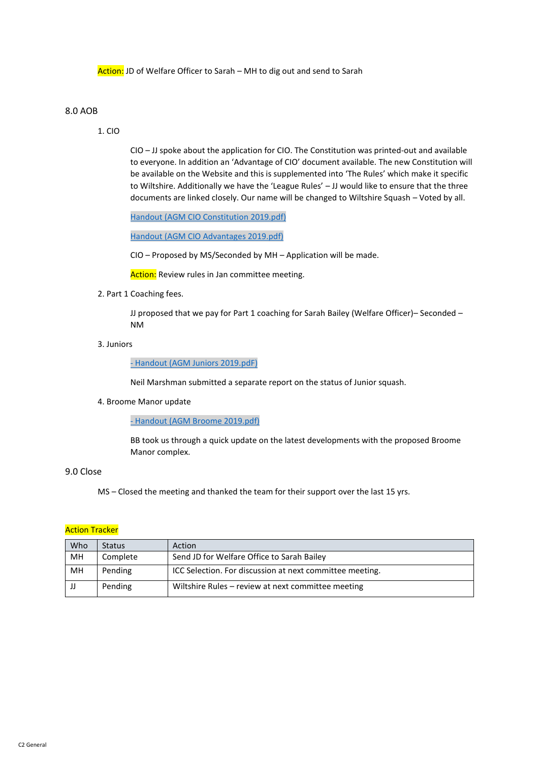Action: JD of Welfare Officer to Sarah – MH to dig out and send to Sarah

## 8.0 AOB

1. CIO

   CIO – JJ spoke about the application for CIO. The Constitution was printed-out and available to everyone. In addition an 'Advantage of CIO' document available. The new Constitution will be available on the Website and this is supplemented into 'The Rules' which make it specific to Wiltshire. Additionally we have the 'League Rules' – JJ would like to ensure that the three documents are linked closely. Our name will be changed to Wiltshire Squash – Voted by all.

   Handout (AGM CIO Constitution 2019.pdf)

   Handout (AGM CIO Advantages 2019.pdf)

   CIO – Proposed by MS/Seconded by MH – Application will be made.

   Action: Review rules in Jan committee meeting.

2. Part 1 Coaching fees.

   JJ proposed that we pay for Part 1 coaching for Sarah Bailey (Welfare Officer)– Seconded – NM

3. Juniors

   - Handout (AGM Juniors 2019.pdF)

   Neil Marshman submitted a separate report on the status of Junior squash.

4. Broome Manor update

   - Handout (AGM Broome 2019.pdf)

   BB took us through a quick update on the latest developments with the proposed Broome Manor complex.

## 9.0 Close

MS – Closed the meeting and thanked the team for their support over the last 15 yrs.

Action Tracker

| Who | Status | Action |
|---|---|---|
| MH | Complete | Send JD for Welfare Office to Sarah Bailey |
| MH | Pending | ICC Selection. For discussion at next committee meeting. |
| JJ | Pending | Wiltshire Rules – review at next committee meeting |